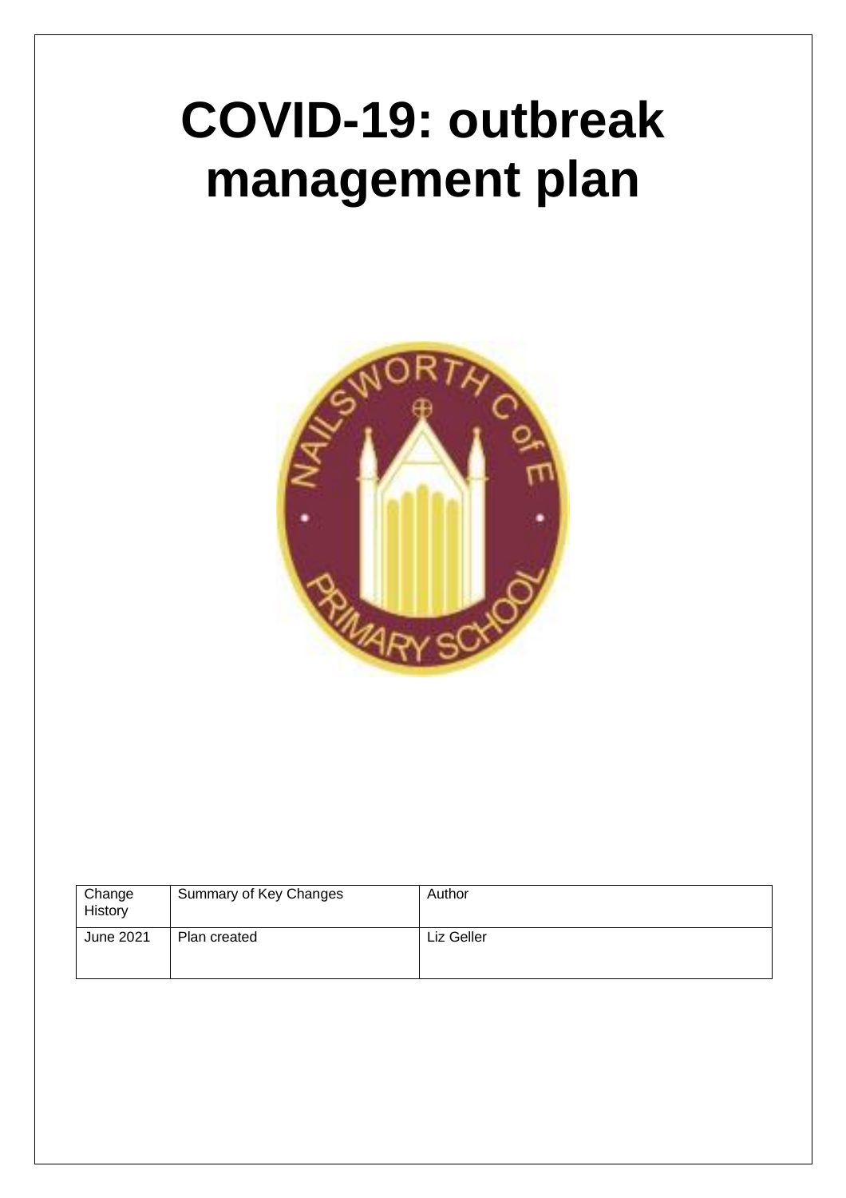# COVID-19: outbreak management plan

| Change History | Summary of Key Changes | Author |
| --- | --- | --- |
| June 2021 | Plan created | Liz Geller |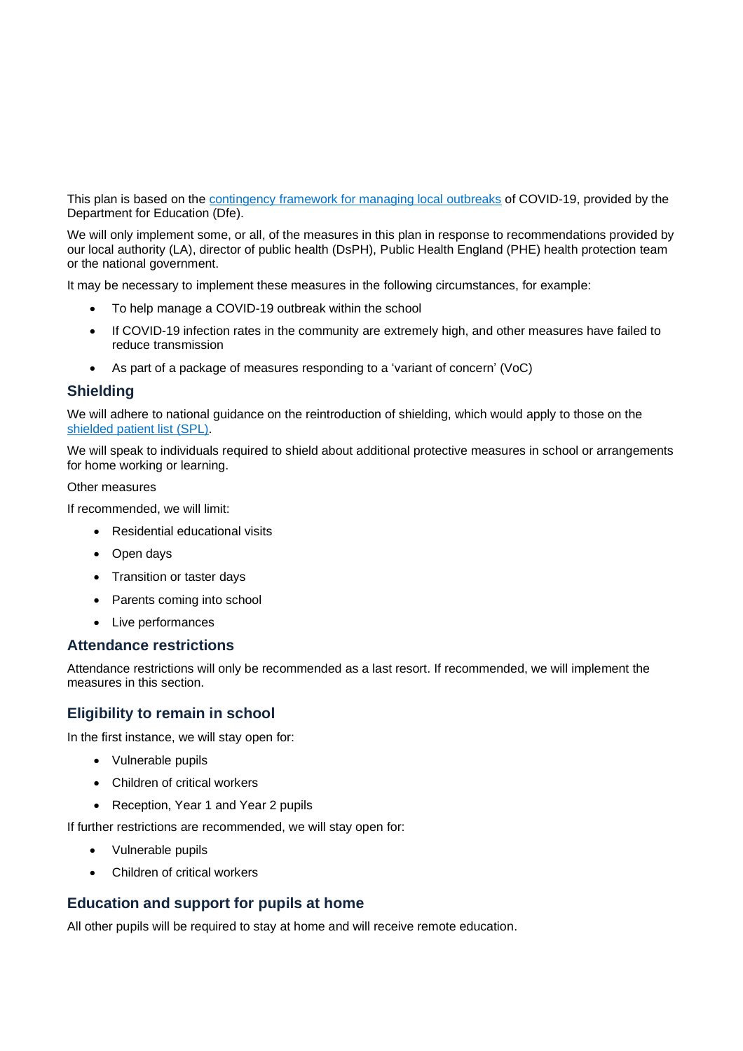This plan is based on the [contingency framework for managing local outbreaks](contingency framework for managing local outbreaks) of COVID-19, provided by the Department for Education (Dfe).

We will only implement some, or all, of the measures in this plan in response to recommendations provided by our local authority (LA), director of public health (DsPH), Public Health England (PHE) health protection team or the national government.

It may be necessary to implement these measures in the following circumstances, for example:

- To help manage a COVID-19 outbreak within the school
- If COVID-19 infection rates in the community are extremely high, and other measures have failed to reduce transmission
- As part of a package of measures responding to a 'variant of concern' (VoC)

## Shielding

We will adhere to national guidance on the reintroduction of shielding, which would apply to those on the [shielded patient list (SPL)](shielded patient list (SPL)).

We will speak to individuals required to shield about additional protective measures in school or arrangements for home working or learning.

Other measures

If recommended, we will limit:

- Residential educational visits
- Open days
- Transition or taster days
- Parents coming into school
- Live performances

## Attendance restrictions

Attendance restrictions will only be recommended as a last resort. If recommended, we will implement the measures in this section.

### Eligibility to remain in school

In the first instance, we will stay open for:

- Vulnerable pupils
- Children of critical workers
- Reception, Year 1 and Year 2 pupils

If further restrictions are recommended, we will stay open for:

- Vulnerable pupils
- Children of critical workers

### Education and support for pupils at home

All other pupils will be required to stay at home and will receive remote education.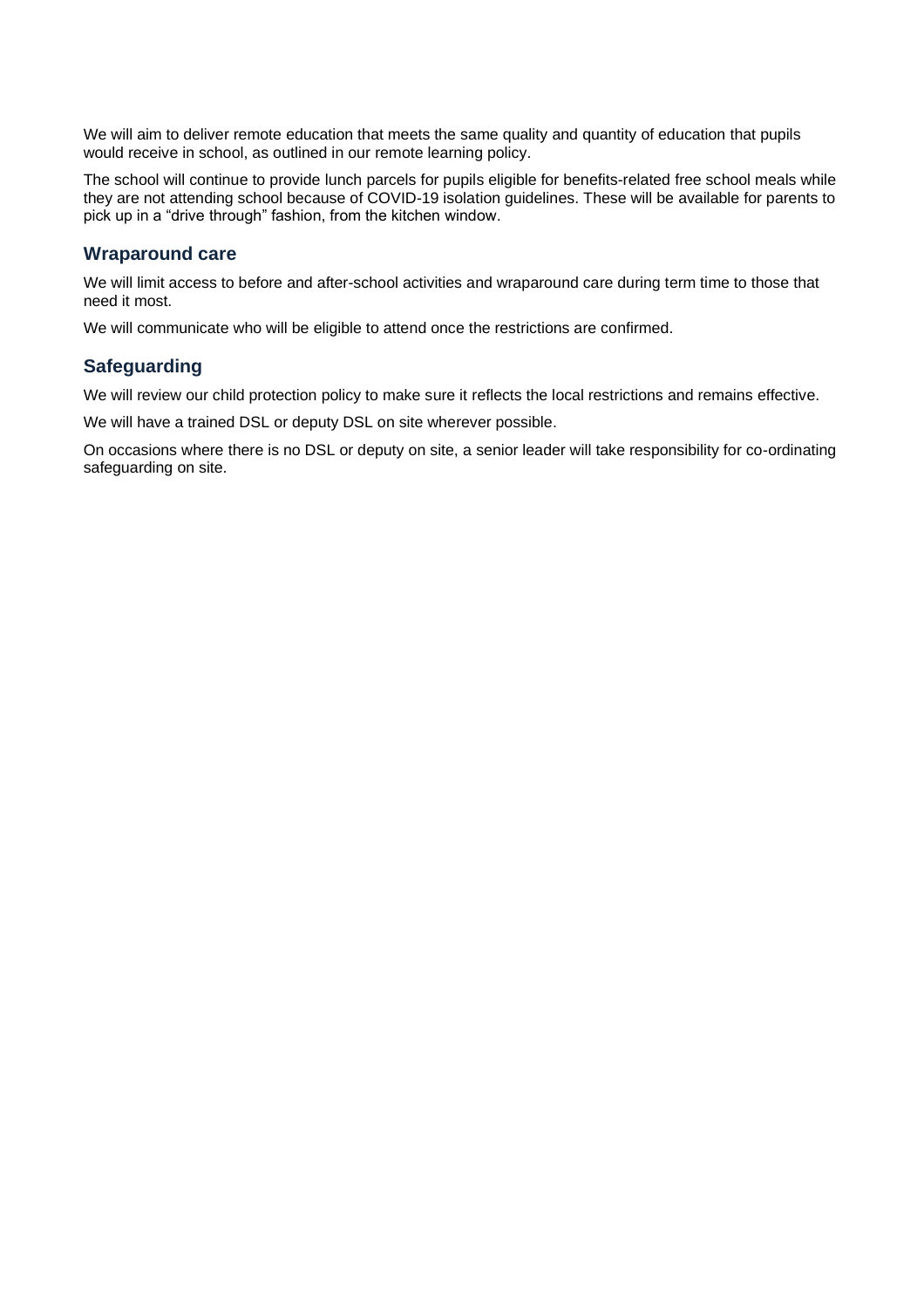We will aim to deliver remote education that meets the same quality and quantity of education that pupils would receive in school, as outlined in our remote learning policy.

The school will continue to provide lunch parcels for pupils eligible for benefits-related free school meals while they are not attending school because of COVID-19 isolation guidelines. These will be available for parents to pick up in a "drive through" fashion, from the kitchen window.

## Wraparound care

We will limit access to before and after-school activities and wraparound care during term time to those that need it most.

We will communicate who will be eligible to attend once the restrictions are confirmed.

## Safeguarding

We will review our child protection policy to make sure it reflects the local restrictions and remains effective.

We will have a trained DSL or deputy DSL on site wherever possible.

On occasions where there is no DSL or deputy on site, a senior leader will take responsibility for co-ordinating safeguarding on site.